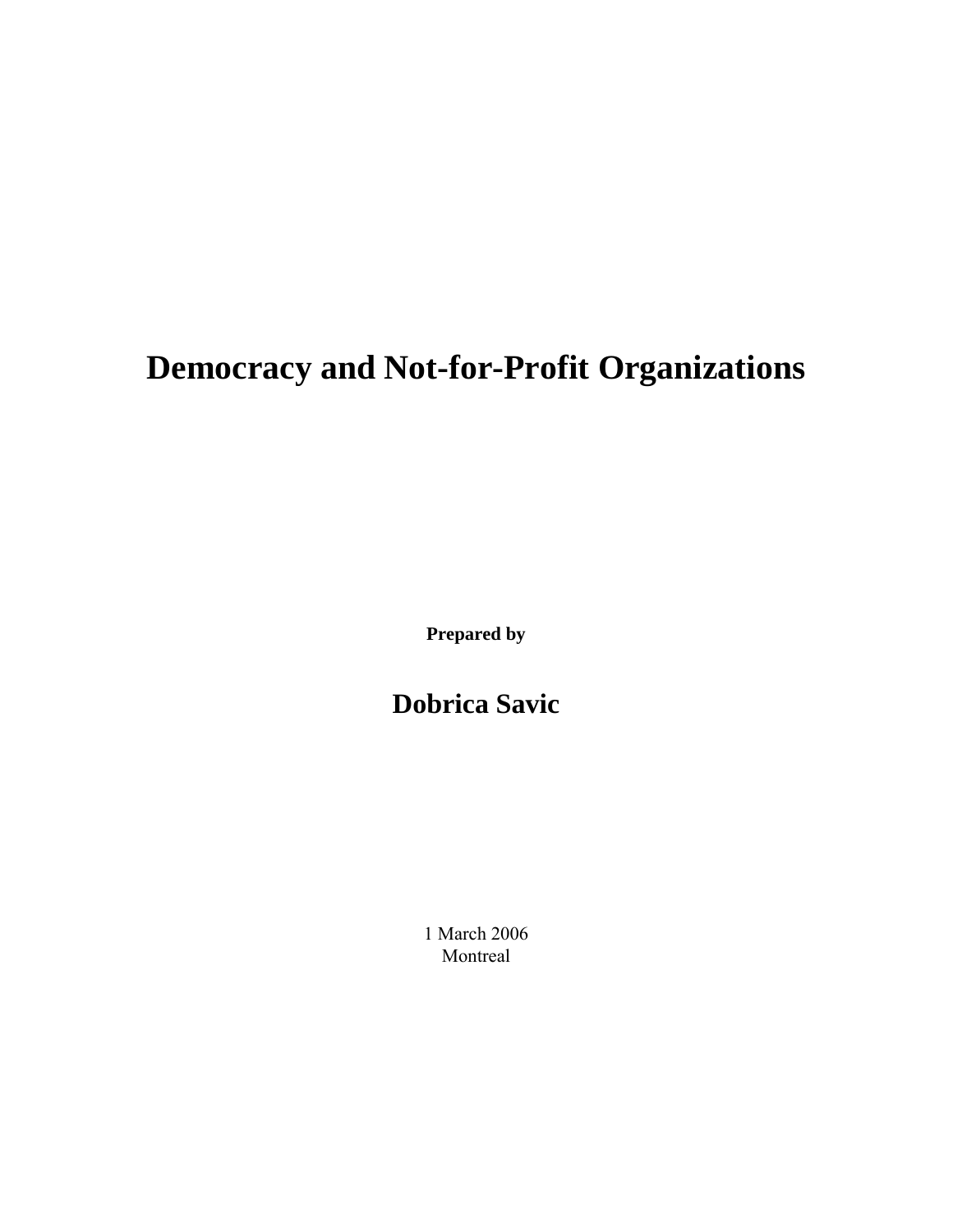# Democracy and Not-for-Profit Organizations

**Prepared by**

## Dobrica Savic

1 March 2006
Montreal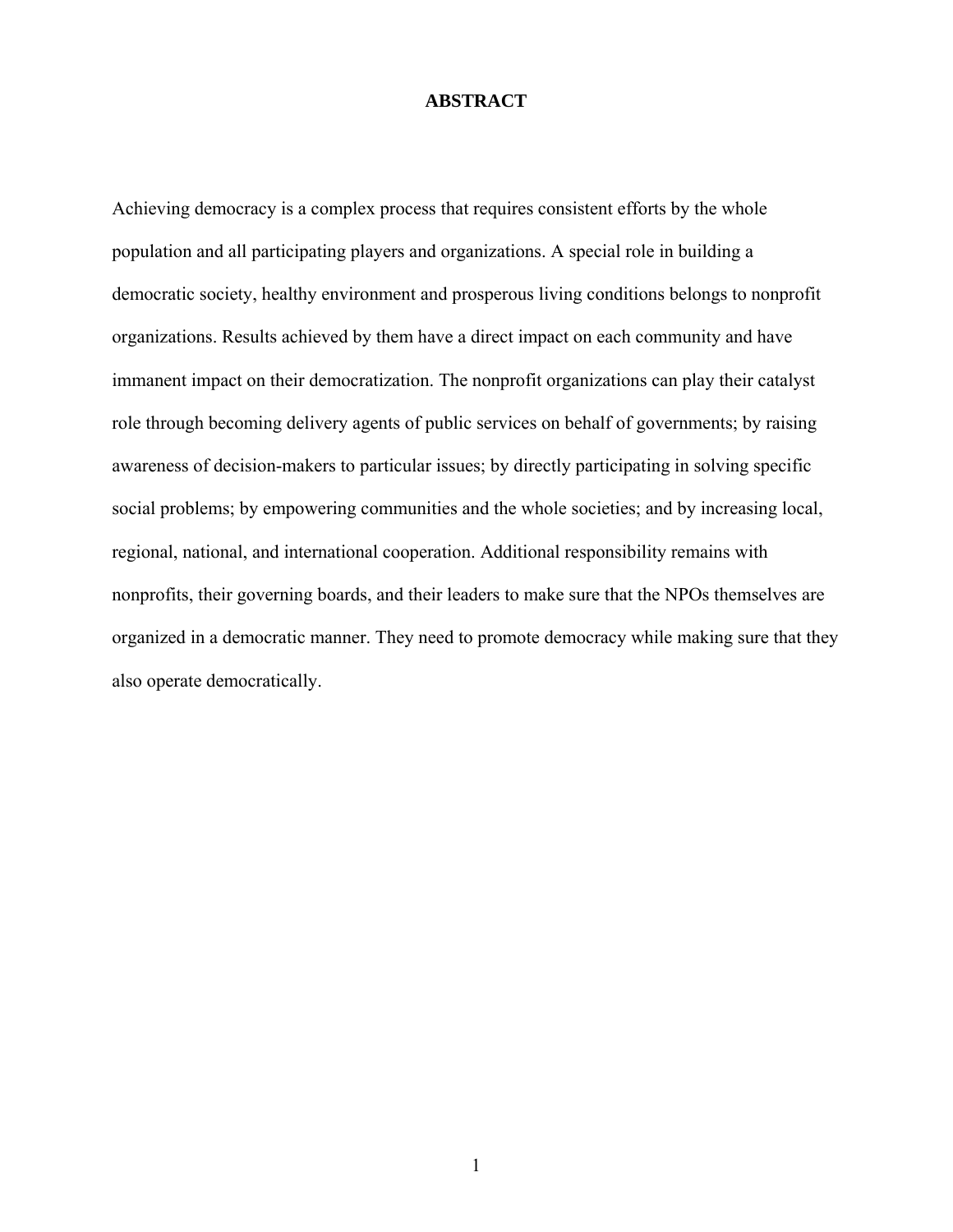# ABSTRACT

Achieving democracy is a complex process that requires consistent efforts by the whole population and all participating players and organizations. A special role in building a democratic society, healthy environment and prosperous living conditions belongs to nonprofit organizations. Results achieved by them have a direct impact on each community and have immanent impact on their democratization. The nonprofit organizations can play their catalyst role through becoming delivery agents of public services on behalf of governments; by raising awareness of decision-makers to particular issues; by directly participating in solving specific social problems; by empowering communities and the whole societies; and by increasing local, regional, national, and international cooperation. Additional responsibility remains with nonprofits, their governing boards, and their leaders to make sure that the NPOs themselves are organized in a democratic manner. They need to promote democracy while making sure that they also operate democratically.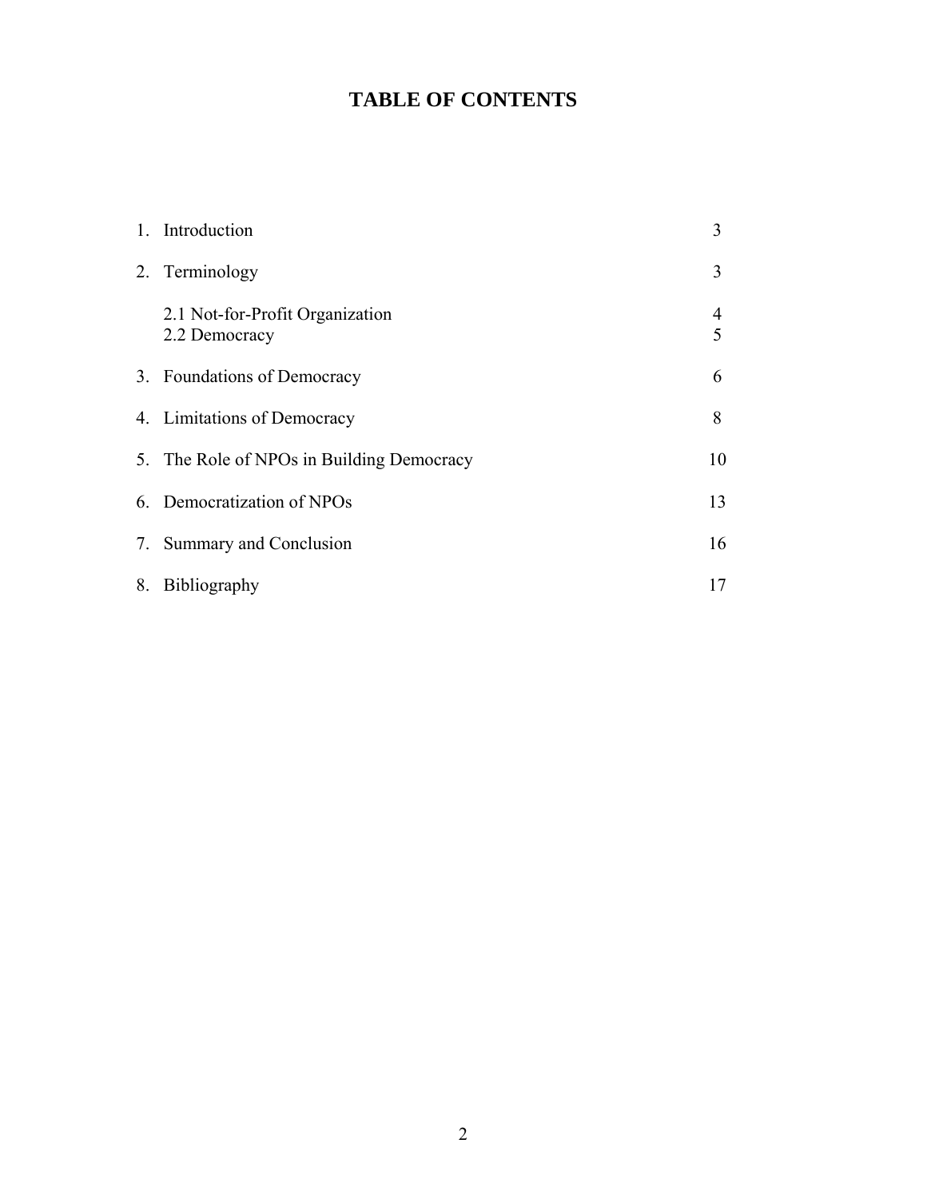# TABLE OF CONTENTS

| | | |
|---|---|---|
| 1. | Introduction | 3 |
| 2. | Terminology | 3 |
| | 2.1 Not-for-Profit Organization | 4 |
| | 2.2 Democracy | 5 |
| 3. | Foundations of Democracy | 6 |
| 4. | Limitations of Democracy | 8 |
| 5. | The Role of NPOs in Building Democracy | 10 |
| 6. | Democratization of NPOs | 13 |
| 7. | Summary and Conclusion | 16 |
| 8. | Bibliography | 17 |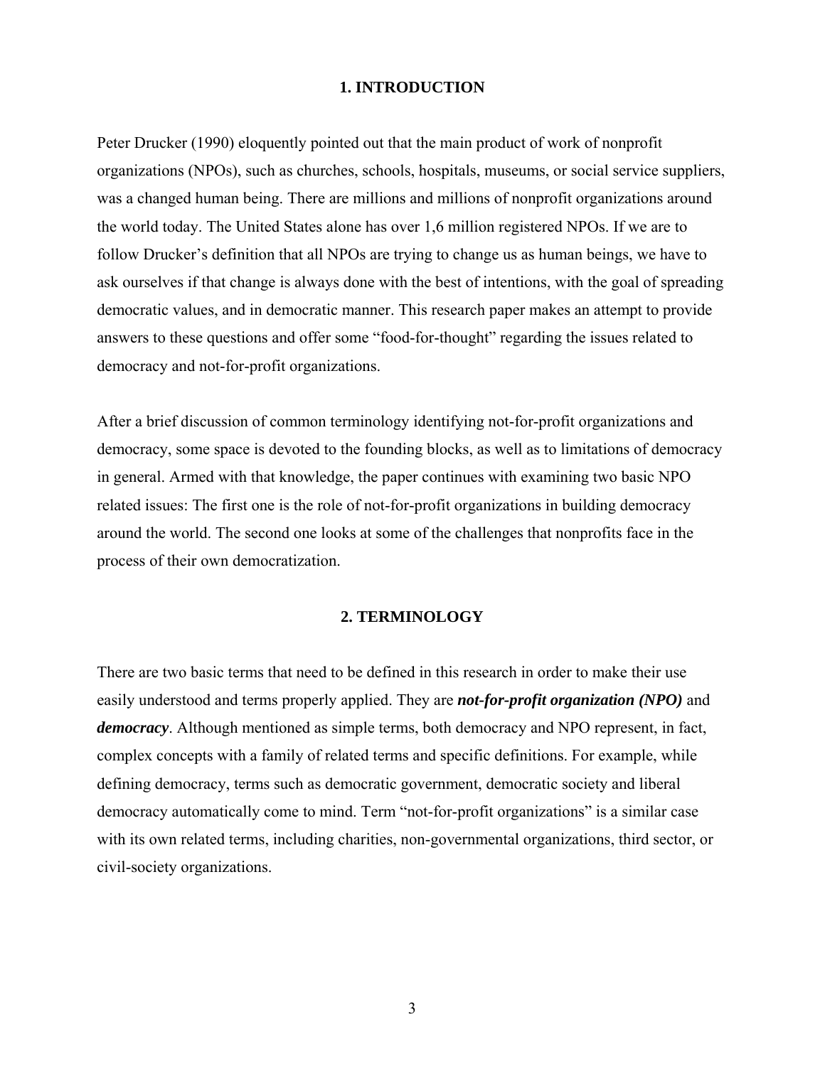## 1. INTRODUCTION

Peter Drucker (1990) eloquently pointed out that the main product of work of nonprofit organizations (NPOs), such as churches, schools, hospitals, museums, or social service suppliers, was a changed human being. There are millions and millions of nonprofit organizations around the world today. The United States alone has over 1,6 million registered NPOs. If we are to follow Drucker's definition that all NPOs are trying to change us as human beings, we have to ask ourselves if that change is always done with the best of intentions, with the goal of spreading democratic values, and in democratic manner. This research paper makes an attempt to provide answers to these questions and offer some "food-for-thought" regarding the issues related to democracy and not-for-profit organizations.

After a brief discussion of common terminology identifying not-for-profit organizations and democracy, some space is devoted to the founding blocks, as well as to limitations of democracy in general. Armed with that knowledge, the paper continues with examining two basic NPO related issues: The first one is the role of not-for-profit organizations in building democracy around the world. The second one looks at some of the challenges that nonprofits face in the process of their own democratization.

## 2. TERMINOLOGY

There are two basic terms that need to be defined in this research in order to make their use easily understood and terms properly applied. They are ***not-for-profit organization (NPO)*** and ***democracy***. Although mentioned as simple terms, both democracy and NPO represent, in fact, complex concepts with a family of related terms and specific definitions. For example, while defining democracy, terms such as democratic government, democratic society and liberal democracy automatically come to mind. Term "not-for-profit organizations" is a similar case with its own related terms, including charities, non-governmental organizations, third sector, or civil-society organizations.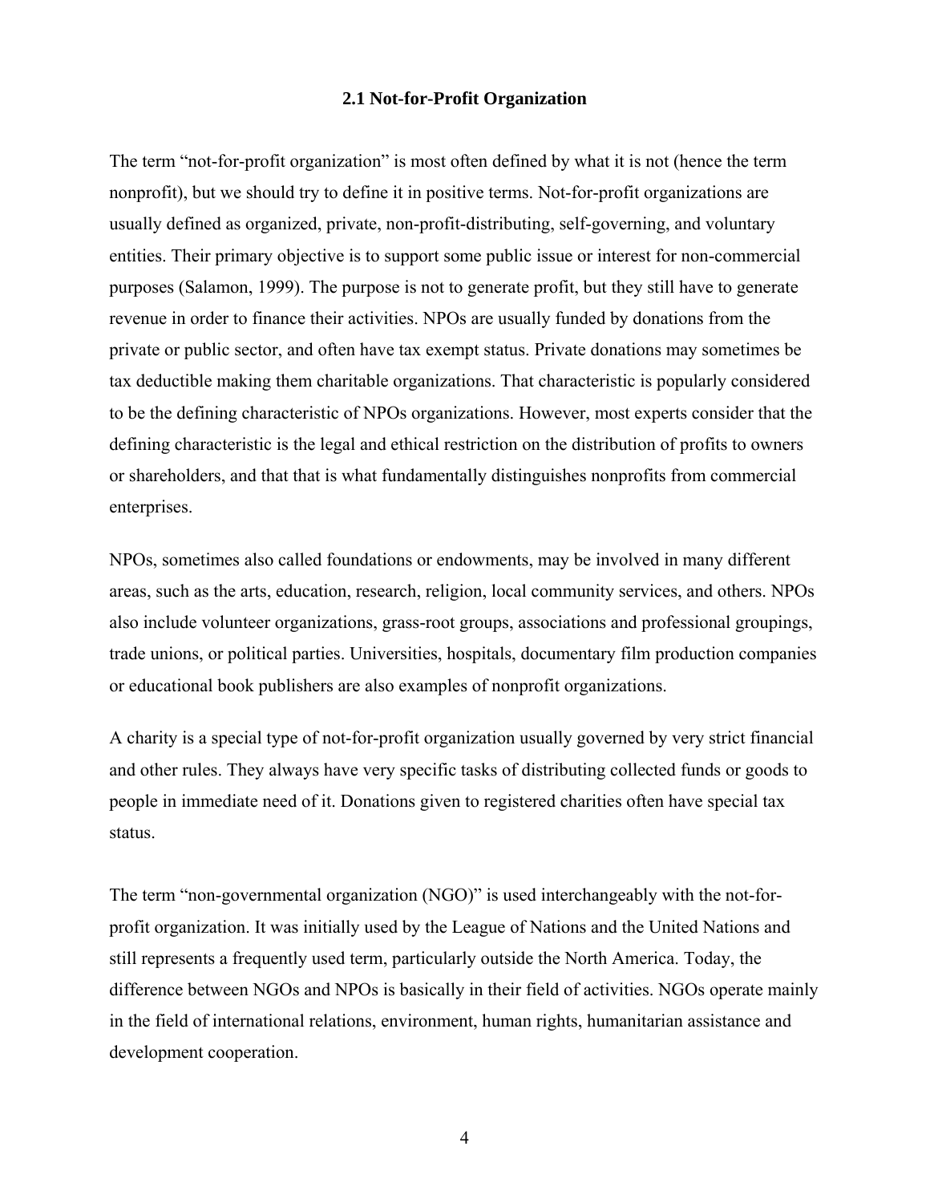## 2.1 Not-for-Profit Organization

The term "not-for-profit organization" is most often defined by what it is not (hence the term nonprofit), but we should try to define it in positive terms. Not-for-profit organizations are usually defined as organized, private, non-profit-distributing, self-governing, and voluntary entities. Their primary objective is to support some public issue or interest for non-commercial purposes (Salamon, 1999). The purpose is not to generate profit, but they still have to generate revenue in order to finance their activities. NPOs are usually funded by donations from the private or public sector, and often have tax exempt status. Private donations may sometimes be tax deductible making them charitable organizations. That characteristic is popularly considered to be the defining characteristic of NPOs organizations. However, most experts consider that the defining characteristic is the legal and ethical restriction on the distribution of profits to owners or shareholders, and that that is what fundamentally distinguishes nonprofits from commercial enterprises.

NPOs, sometimes also called foundations or endowments, may be involved in many different areas, such as the arts, education, research, religion, local community services, and others. NPOs also include volunteer organizations, grass-root groups, associations and professional groupings, trade unions, or political parties. Universities, hospitals, documentary film production companies or educational book publishers are also examples of nonprofit organizations.

A charity is a special type of not-for-profit organization usually governed by very strict financial and other rules. They always have very specific tasks of distributing collected funds or goods to people in immediate need of it. Donations given to registered charities often have special tax status.

The term "non-governmental organization (NGO)" is used interchangeably with the not-for-profit organization. It was initially used by the League of Nations and the United Nations and still represents a frequently used term, particularly outside the North America. Today, the difference between NGOs and NPOs is basically in their field of activities. NGOs operate mainly in the field of international relations, environment, human rights, humanitarian assistance and development cooperation.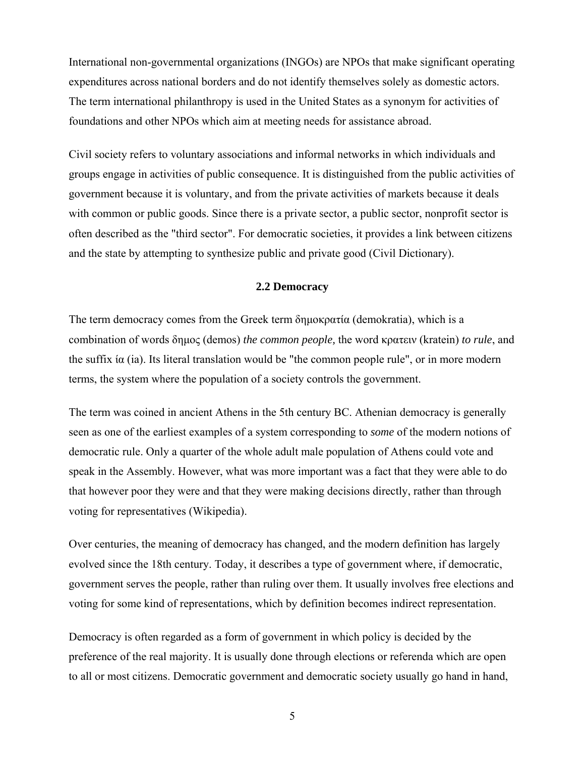International non-governmental organizations (INGOs) are NPOs that make significant operating expenditures across national borders and do not identify themselves solely as domestic actors. The term international philanthropy is used in the United States as a synonym for activities of foundations and other NPOs which aim at meeting needs for assistance abroad.

Civil society refers to voluntary associations and informal networks in which individuals and groups engage in activities of public consequence. It is distinguished from the public activities of government because it is voluntary, and from the private activities of markets because it deals with common or public goods. Since there is a private sector, a public sector, nonprofit sector is often described as the "third sector". For democratic societies, it provides a link between citizens and the state by attempting to synthesize public and private good (Civil Dictionary).

## 2.2 Democracy

The term democracy comes from the Greek term δημοκρατία (demokratia), which is a combination of words δημος (demos) *the common people,* the word κρατειν (kratein) *to rule*, and the suffix ία (ia). Its literal translation would be "the common people rule", or in more modern terms, the system where the population of a society controls the government.

The term was coined in ancient Athens in the 5th century BC. Athenian democracy is generally seen as one of the earliest examples of a system corresponding to *some* of the modern notions of democratic rule. Only a quarter of the whole adult male population of Athens could vote and speak in the Assembly. However, what was more important was a fact that they were able to do that however poor they were and that they were making decisions directly, rather than through voting for representatives (Wikipedia).

Over centuries, the meaning of democracy has changed, and the modern definition has largely evolved since the 18th century. Today, it describes a type of government where, if democratic, government serves the people, rather than ruling over them. It usually involves free elections and voting for some kind of representations, which by definition becomes indirect representation.

Democracy is often regarded as a form of government in which policy is decided by the preference of the real majority. It is usually done through elections or referenda which are open to all or most citizens. Democratic government and democratic society usually go hand in hand,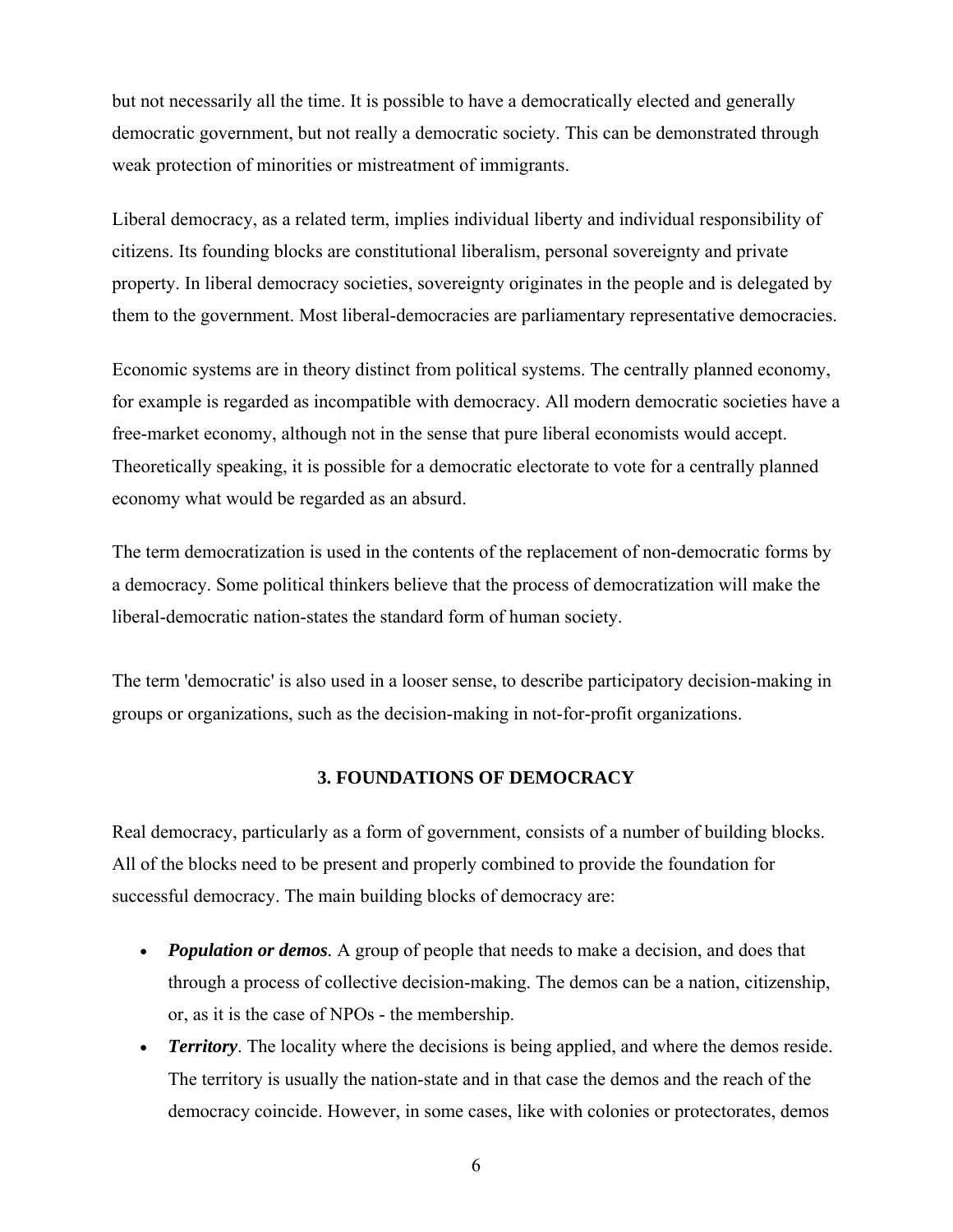but not necessarily all the time. It is possible to have a democratically elected and generally democratic government, but not really a democratic society. This can be demonstrated through weak protection of minorities or mistreatment of immigrants.

Liberal democracy, as a related term, implies individual liberty and individual responsibility of citizens. Its founding blocks are constitutional liberalism, personal sovereignty and private property. In liberal democracy societies, sovereignty originates in the people and is delegated by them to the government. Most liberal-democracies are parliamentary representative democracies.

Economic systems are in theory distinct from political systems. The centrally planned economy, for example is regarded as incompatible with democracy. All modern democratic societies have a free-market economy, although not in the sense that pure liberal economists would accept. Theoretically speaking, it is possible for a democratic electorate to vote for a centrally planned economy what would be regarded as an absurd.

The term democratization is used in the contents of the replacement of non-democratic forms by a democracy. Some political thinkers believe that the process of democratization will make the liberal-democratic nation-states the standard form of human society.

The term 'democratic' is also used in a looser sense, to describe participatory decision-making in groups or organizations, such as the decision-making in not-for-profit organizations.

## 3. FOUNDATIONS OF DEMOCRACY

Real democracy, particularly as a form of government, consists of a number of building blocks. All of the blocks need to be present and properly combined to provide the foundation for successful democracy. The main building blocks of democracy are:

- ***Population or demos***. A group of people that needs to make a decision, and does that through a process of collective decision-making. The demos can be a nation, citizenship, or, as it is the case of NPOs - the membership.
- ***Territory***. The locality where the decisions is being applied, and where the demos reside. The territory is usually the nation-state and in that case the demos and the reach of the democracy coincide. However, in some cases, like with colonies or protectorates, demos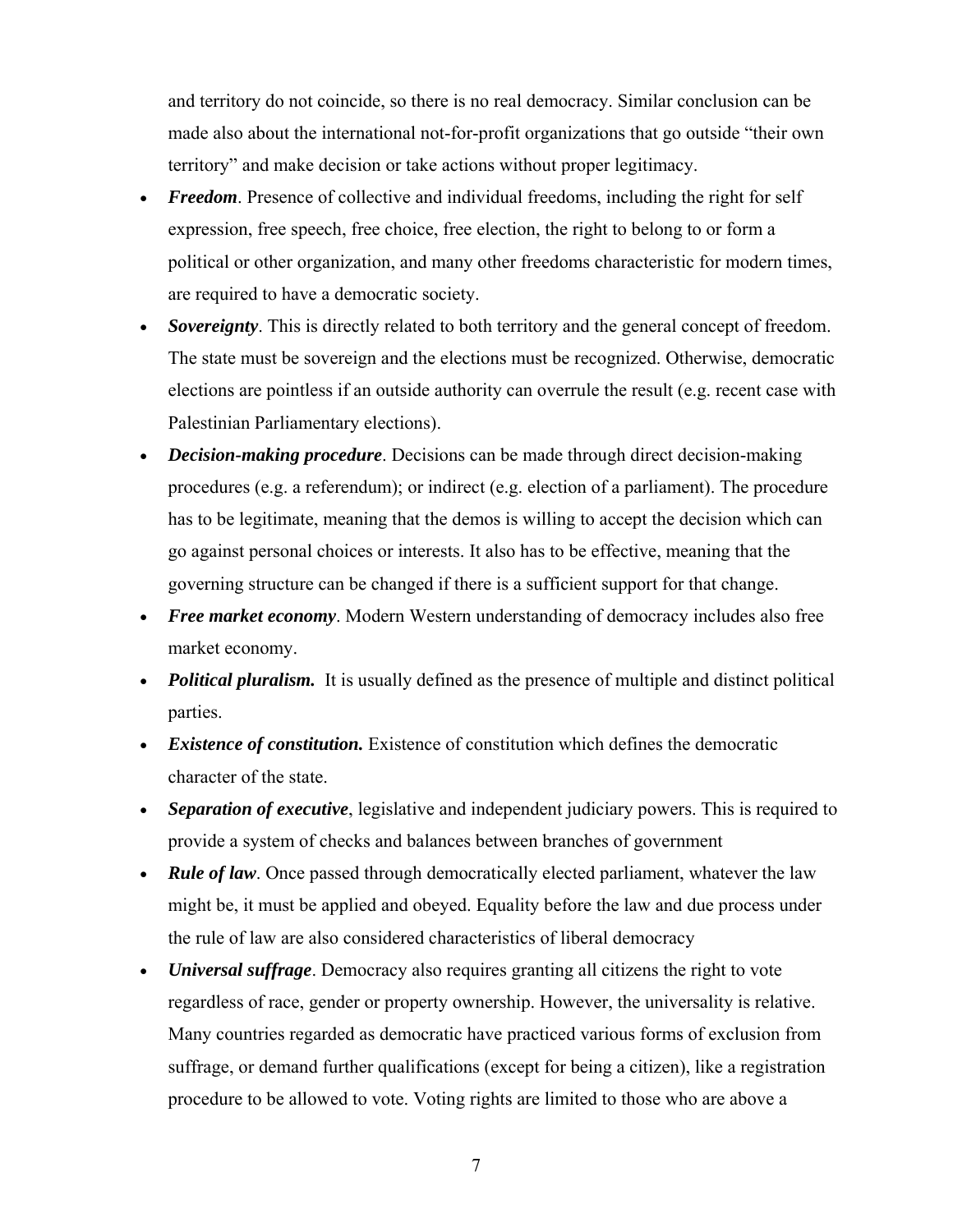and territory do not coincide, so there is no real democracy. Similar conclusion can be made also about the international not-for-profit organizations that go outside "their own territory" and make decision or take actions without proper legitimacy.

- ***Freedom***. Presence of collective and individual freedoms, including the right for self expression, free speech, free choice, free election, the right to belong to or form a political or other organization, and many other freedoms characteristic for modern times, are required to have a democratic society.
- ***Sovereignty***. This is directly related to both territory and the general concept of freedom. The state must be sovereign and the elections must be recognized. Otherwise, democratic elections are pointless if an outside authority can overrule the result (e.g. recent case with Palestinian Parliamentary elections).
- ***Decision-making procedure***. Decisions can be made through direct decision-making procedures (e.g. a referendum); or indirect (e.g. election of a parliament). The procedure has to be legitimate, meaning that the demos is willing to accept the decision which can go against personal choices or interests. It also has to be effective, meaning that the governing structure can be changed if there is a sufficient support for that change.
- ***Free market economy***. Modern Western understanding of democracy includes also free market economy.
- ***Political pluralism.*** It is usually defined as the presence of multiple and distinct political parties.
- ***Existence of constitution.*** Existence of constitution which defines the democratic character of the state.
- ***Separation of executive***, legislative and independent judiciary powers. This is required to provide a system of checks and balances between branches of government
- ***Rule of law***. Once passed through democratically elected parliament, whatever the law might be, it must be applied and obeyed. Equality before the law and due process under the rule of law are also considered characteristics of liberal democracy
- ***Universal suffrage***. Democracy also requires granting all citizens the right to vote regardless of race, gender or property ownership. However, the universality is relative. Many countries regarded as democratic have practiced various forms of exclusion from suffrage, or demand further qualifications (except for being a citizen), like a registration procedure to be allowed to vote. Voting rights are limited to those who are above a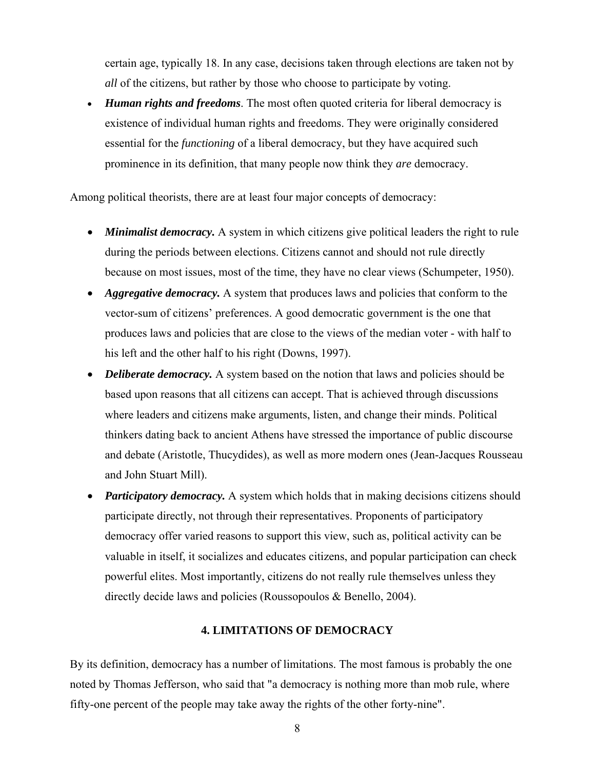certain age, typically 18. In any case, decisions taken through elections are taken not by *all* of the citizens, but rather by those who choose to participate by voting.

- ***Human rights and freedoms***. The most often quoted criteria for liberal democracy is existence of individual human rights and freedoms. They were originally considered essential for the *functioning* of a liberal democracy, but they have acquired such prominence in its definition, that many people now think they *are* democracy.

Among political theorists, there are at least four major concepts of democracy:

- ***Minimalist democracy.*** A system in which citizens give political leaders the right to rule during the periods between elections. Citizens cannot and should not rule directly because on most issues, most of the time, they have no clear views (Schumpeter, 1950).
- ***Aggregative democracy.*** A system that produces laws and policies that conform to the vector-sum of citizens' preferences. A good democratic government is the one that produces laws and policies that are close to the views of the median voter - with half to his left and the other half to his right (Downs, 1997).
- ***Deliberate democracy.*** A system based on the notion that laws and policies should be based upon reasons that all citizens can accept. That is achieved through discussions where leaders and citizens make arguments, listen, and change their minds. Political thinkers dating back to ancient Athens have stressed the importance of public discourse and debate (Aristotle, Thucydides), as well as more modern ones (Jean-Jacques Rousseau and John Stuart Mill).
- ***Participatory democracy.*** A system which holds that in making decisions citizens should participate directly, not through their representatives. Proponents of participatory democracy offer varied reasons to support this view, such as, political activity can be valuable in itself, it socializes and educates citizens, and popular participation can check powerful elites. Most importantly, citizens do not really rule themselves unless they directly decide laws and policies (Roussopoulos & Benello, 2004).

## 4. LIMITATIONS OF DEMOCRACY

By its definition, democracy has a number of limitations. The most famous is probably the one noted by Thomas Jefferson, who said that "a democracy is nothing more than mob rule, where fifty-one percent of the people may take away the rights of the other forty-nine".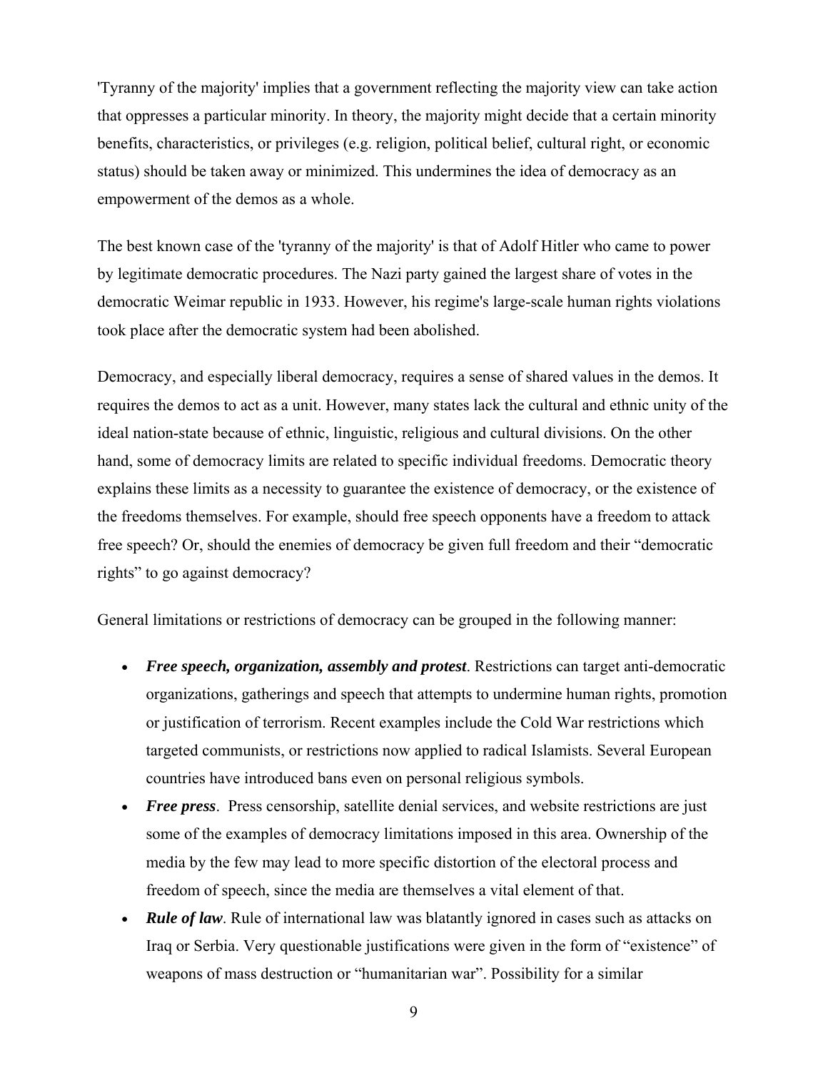'Tyranny of the majority' implies that a government reflecting the majority view can take action that oppresses a particular minority. In theory, the majority might decide that a certain minority benefits, characteristics, or privileges (e.g. religion, political belief, cultural right, or economic status) should be taken away or minimized. This undermines the idea of democracy as an empowerment of the demos as a whole.

The best known case of the 'tyranny of the majority' is that of Adolf Hitler who came to power by legitimate democratic procedures. The Nazi party gained the largest share of votes in the democratic Weimar republic in 1933. However, his regime's large-scale human rights violations took place after the democratic system had been abolished.

Democracy, and especially liberal democracy, requires a sense of shared values in the demos. It requires the demos to act as a unit. However, many states lack the cultural and ethnic unity of the ideal nation-state because of ethnic, linguistic, religious and cultural divisions. On the other hand, some of democracy limits are related to specific individual freedoms. Democratic theory explains these limits as a necessity to guarantee the existence of democracy, or the existence of the freedoms themselves. For example, should free speech opponents have a freedom to attack free speech? Or, should the enemies of democracy be given full freedom and their "democratic rights" to go against democracy?

General limitations or restrictions of democracy can be grouped in the following manner:

- ***Free speech, organization, assembly and protest***. Restrictions can target anti-democratic organizations, gatherings and speech that attempts to undermine human rights, promotion or justification of terrorism. Recent examples include the Cold War restrictions which targeted communists, or restrictions now applied to radical Islamists. Several European countries have introduced bans even on personal religious symbols.
- ***Free press***. Press censorship, satellite denial services, and website restrictions are just some of the examples of democracy limitations imposed in this area. Ownership of the media by the few may lead to more specific distortion of the electoral process and freedom of speech, since the media are themselves a vital element of that.
- ***Rule of law***. Rule of international law was blatantly ignored in cases such as attacks on Iraq or Serbia. Very questionable justifications were given in the form of "existence" of weapons of mass destruction or "humanitarian war". Possibility for a similar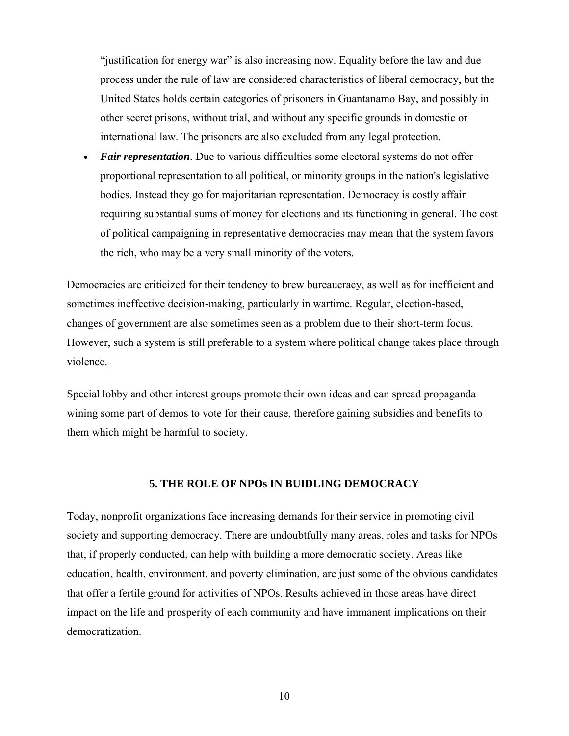"justification for energy war" is also increasing now. Equality before the law and due process under the rule of law are considered characteristics of liberal democracy, but the United States holds certain categories of prisoners in Guantanamo Bay, and possibly in other secret prisons, without trial, and without any specific grounds in domestic or international law. The prisoners are also excluded from any legal protection.

- ***Fair representation***. Due to various difficulties some electoral systems do not offer proportional representation to all political, or minority groups in the nation's legislative bodies. Instead they go for majoritarian representation. Democracy is costly affair requiring substantial sums of money for elections and its functioning in general. The cost of political campaigning in representative democracies may mean that the system favors the rich, who may be a very small minority of the voters.

Democracies are criticized for their tendency to brew bureaucracy, as well as for inefficient and sometimes ineffective decision-making, particularly in wartime. Regular, election-based, changes of government are also sometimes seen as a problem due to their short-term focus. However, such a system is still preferable to a system where political change takes place through violence.

Special lobby and other interest groups promote their own ideas and can spread propaganda wining some part of demos to vote for their cause, therefore gaining subsidies and benefits to them which might be harmful to society.

## 5. THE ROLE OF NPOs IN BUIDLING DEMOCRACY

Today, nonprofit organizations face increasing demands for their service in promoting civil society and supporting democracy. There are undoubtfully many areas, roles and tasks for NPOs that, if properly conducted, can help with building a more democratic society. Areas like education, health, environment, and poverty elimination, are just some of the obvious candidates that offer a fertile ground for activities of NPOs. Results achieved in those areas have direct impact on the life and prosperity of each community and have immanent implications on their democratization.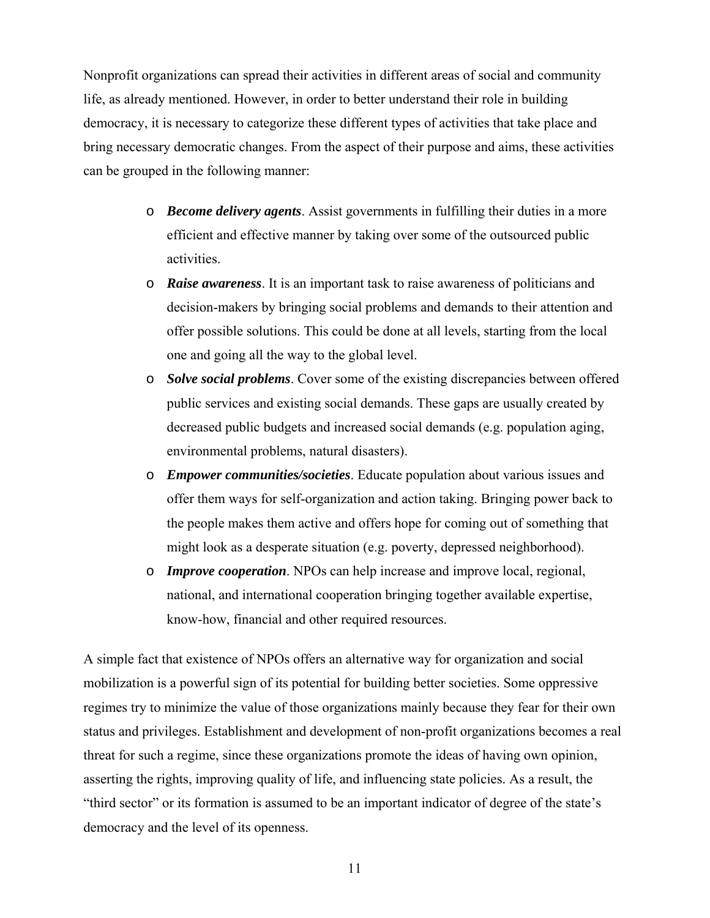Nonprofit organizations can spread their activities in different areas of social and community life, as already mentioned. However, in order to better understand their role in building democracy, it is necessary to categorize these different types of activities that take place and bring necessary democratic changes. From the aspect of their purpose and aims, these activities can be grouped in the following manner:

- ***Become delivery agents***. Assist governments in fulfilling their duties in a more efficient and effective manner by taking over some of the outsourced public activities.
- ***Raise awareness***. It is an important task to raise awareness of politicians and decision-makers by bringing social problems and demands to their attention and offer possible solutions. This could be done at all levels, starting from the local one and going all the way to the global level.
- ***Solve social problems***. Cover some of the existing discrepancies between offered public services and existing social demands. These gaps are usually created by decreased public budgets and increased social demands (e.g. population aging, environmental problems, natural disasters).
- ***Empower communities/societies***. Educate population about various issues and offer them ways for self-organization and action taking. Bringing power back to the people makes them active and offers hope for coming out of something that might look as a desperate situation (e.g. poverty, depressed neighborhood).
- ***Improve cooperation***. NPOs can help increase and improve local, regional, national, and international cooperation bringing together available expertise, know-how, financial and other required resources.

A simple fact that existence of NPOs offers an alternative way for organization and social mobilization is a powerful sign of its potential for building better societies. Some oppressive regimes try to minimize the value of those organizations mainly because they fear for their own status and privileges. Establishment and development of non-profit organizations becomes a real threat for such a regime, since these organizations promote the ideas of having own opinion, asserting the rights, improving quality of life, and influencing state policies. As a result, the "third sector" or its formation is assumed to be an important indicator of degree of the state's democracy and the level of its openness.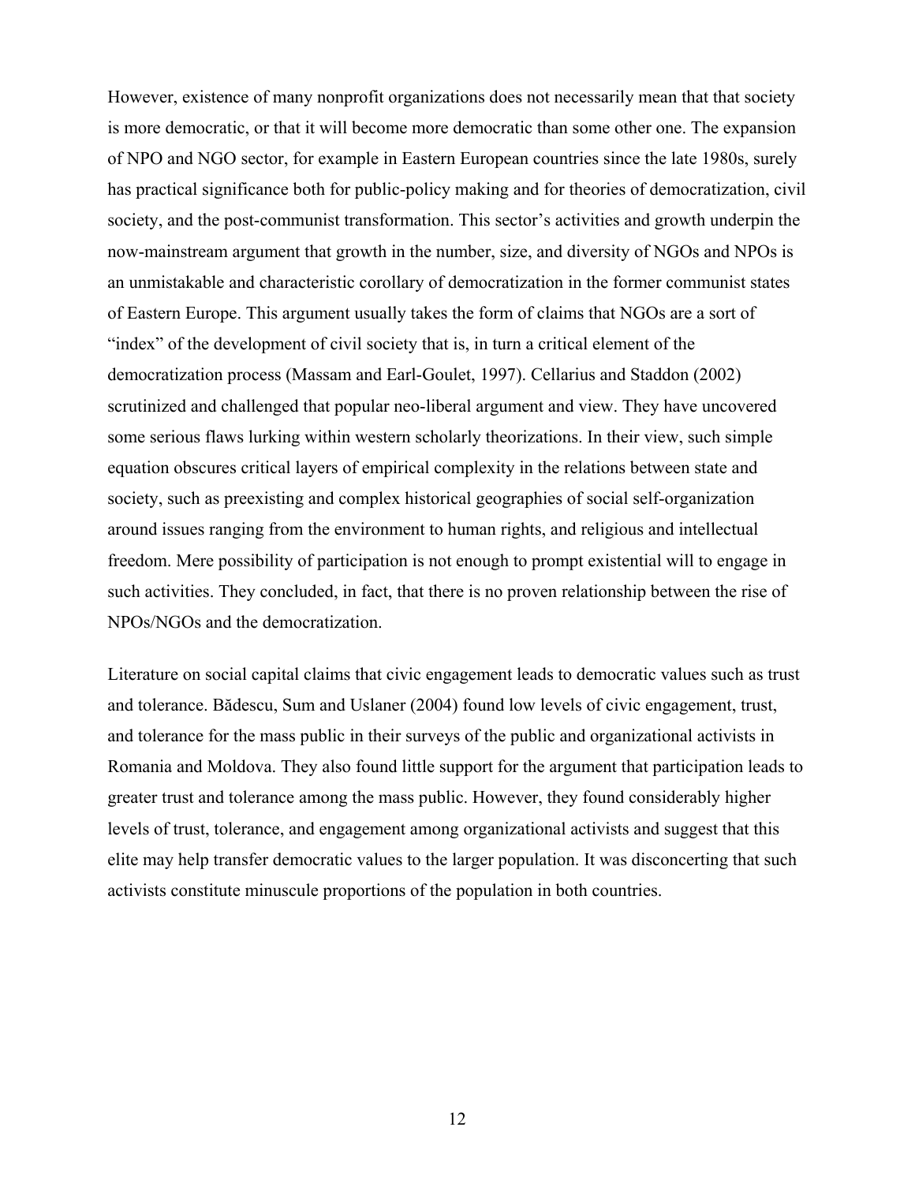However, existence of many nonprofit organizations does not necessarily mean that that society is more democratic, or that it will become more democratic than some other one. The expansion of NPO and NGO sector, for example in Eastern European countries since the late 1980s, surely has practical significance both for public-policy making and for theories of democratization, civil society, and the post-communist transformation. This sector's activities and growth underpin the now-mainstream argument that growth in the number, size, and diversity of NGOs and NPOs is an unmistakable and characteristic corollary of democratization in the former communist states of Eastern Europe. This argument usually takes the form of claims that NGOs are a sort of "index" of the development of civil society that is, in turn a critical element of the democratization process (Massam and Earl-Goulet, 1997). Cellarius and Staddon (2002) scrutinized and challenged that popular neo-liberal argument and view. They have uncovered some serious flaws lurking within western scholarly theorizations. In their view, such simple equation obscures critical layers of empirical complexity in the relations between state and society, such as preexisting and complex historical geographies of social self-organization around issues ranging from the environment to human rights, and religious and intellectual freedom. Mere possibility of participation is not enough to prompt existential will to engage in such activities. They concluded, in fact, that there is no proven relationship between the rise of NPOs/NGOs and the democratization.

Literature on social capital claims that civic engagement leads to democratic values such as trust and tolerance. Bădescu, Sum and Uslaner (2004) found low levels of civic engagement, trust, and tolerance for the mass public in their surveys of the public and organizational activists in Romania and Moldova. They also found little support for the argument that participation leads to greater trust and tolerance among the mass public. However, they found considerably higher levels of trust, tolerance, and engagement among organizational activists and suggest that this elite may help transfer democratic values to the larger population. It was disconcerting that such activists constitute minuscule proportions of the population in both countries.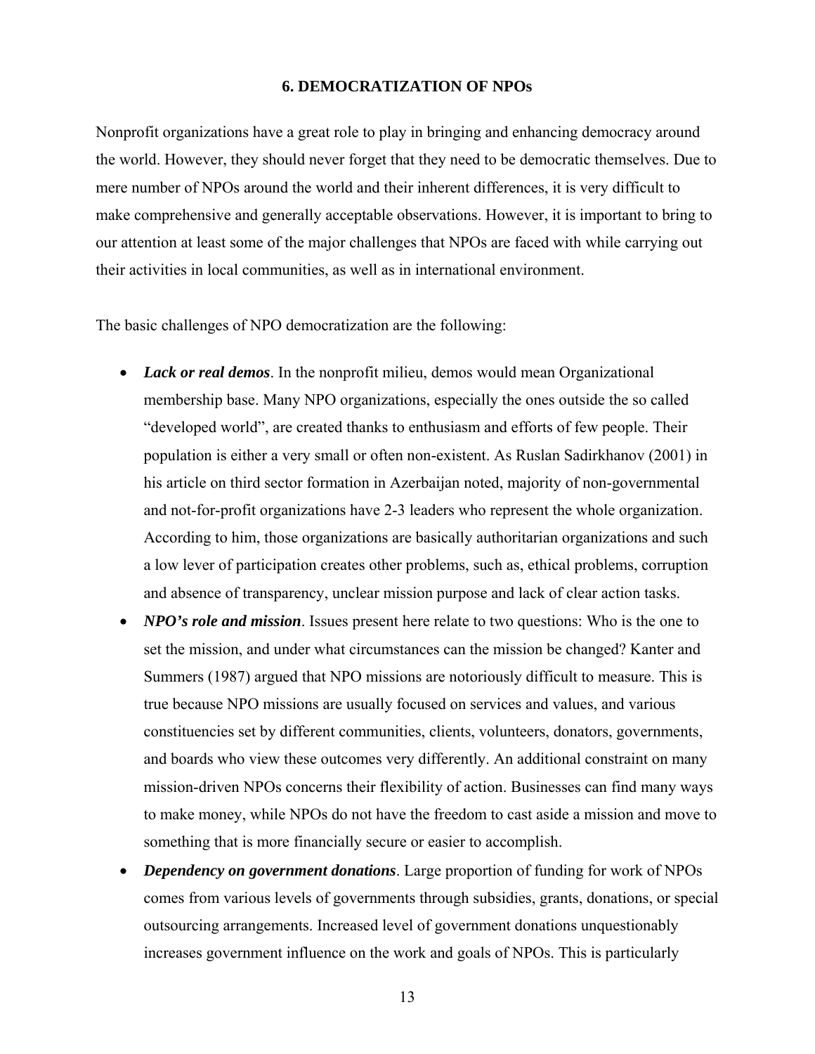## 6. DEMOCRATIZATION OF NPOs

Nonprofit organizations have a great role to play in bringing and enhancing democracy around the world. However, they should never forget that they need to be democratic themselves. Due to mere number of NPOs around the world and their inherent differences, it is very difficult to make comprehensive and generally acceptable observations. However, it is important to bring to our attention at least some of the major challenges that NPOs are faced with while carrying out their activities in local communities, as well as in international environment.

The basic challenges of NPO democratization are the following:

- ***Lack or real demos***. In the nonprofit milieu, demos would mean Organizational membership base. Many NPO organizations, especially the ones outside the so called "developed world", are created thanks to enthusiasm and efforts of few people. Their population is either a very small or often non-existent. As Ruslan Sadirkhanov (2001) in his article on third sector formation in Azerbaijan noted, majority of non-governmental and not-for-profit organizations have 2-3 leaders who represent the whole organization. According to him, those organizations are basically authoritarian organizations and such a low lever of participation creates other problems, such as, ethical problems, corruption and absence of transparency, unclear mission purpose and lack of clear action tasks.
- ***NPO's role and mission***. Issues present here relate to two questions: Who is the one to set the mission, and under what circumstances can the mission be changed? Kanter and Summers (1987) argued that NPO missions are notoriously difficult to measure. This is true because NPO missions are usually focused on services and values, and various constituencies set by different communities, clients, volunteers, donators, governments, and boards who view these outcomes very differently. An additional constraint on many mission-driven NPOs concerns their flexibility of action. Businesses can find many ways to make money, while NPOs do not have the freedom to cast aside a mission and move to something that is more financially secure or easier to accomplish.
- ***Dependency on government donations***. Large proportion of funding for work of NPOs comes from various levels of governments through subsidies, grants, donations, or special outsourcing arrangements. Increased level of government donations unquestionably increases government influence on the work and goals of NPOs. This is particularly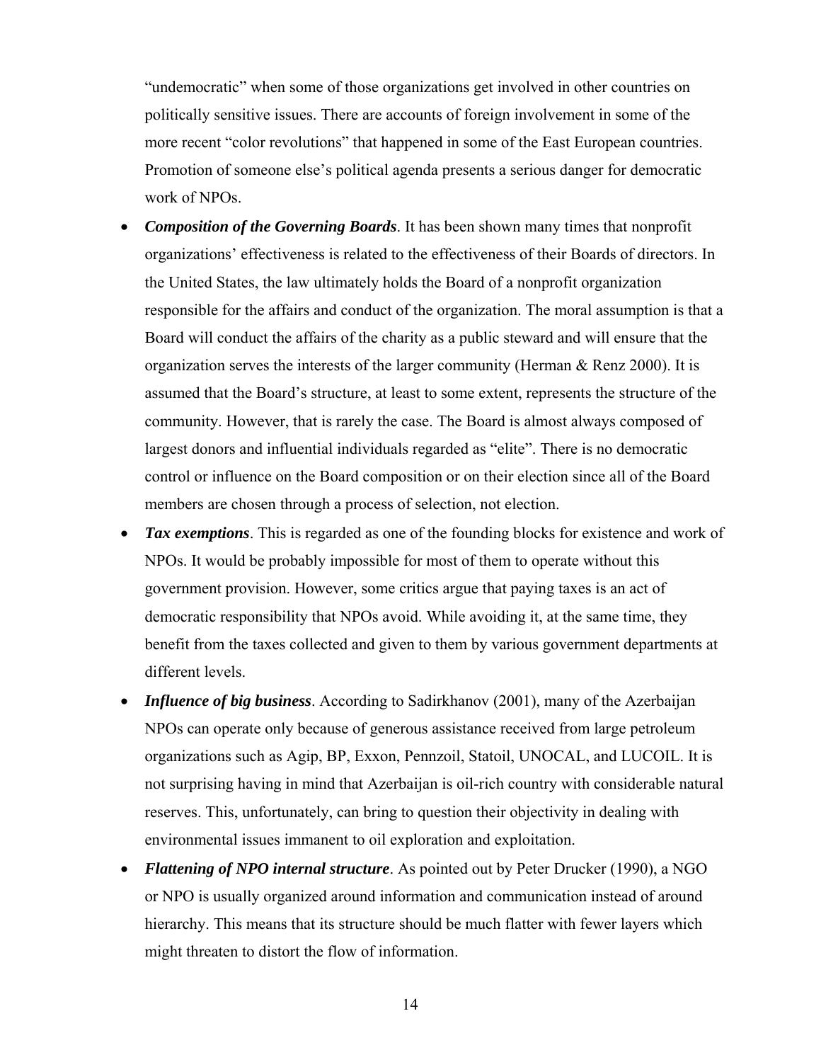"undemocratic" when some of those organizations get involved in other countries on politically sensitive issues. There are accounts of foreign involvement in some of the more recent "color revolutions" that happened in some of the East European countries. Promotion of someone else's political agenda presents a serious danger for democratic work of NPOs.

- ***Composition of the Governing Boards***. It has been shown many times that nonprofit organizations' effectiveness is related to the effectiveness of their Boards of directors. In the United States, the law ultimately holds the Board of a nonprofit organization responsible for the affairs and conduct of the organization. The moral assumption is that a Board will conduct the affairs of the charity as a public steward and will ensure that the organization serves the interests of the larger community (Herman & Renz 2000). It is assumed that the Board's structure, at least to some extent, represents the structure of the community. However, that is rarely the case. The Board is almost always composed of largest donors and influential individuals regarded as "elite". There is no democratic control or influence on the Board composition or on their election since all of the Board members are chosen through a process of selection, not election.
- ***Tax exemptions***. This is regarded as one of the founding blocks for existence and work of NPOs. It would be probably impossible for most of them to operate without this government provision. However, some critics argue that paying taxes is an act of democratic responsibility that NPOs avoid. While avoiding it, at the same time, they benefit from the taxes collected and given to them by various government departments at different levels.
- ***Influence of big business***. According to Sadirkhanov (2001), many of the Azerbaijan NPOs can operate only because of generous assistance received from large petroleum organizations such as Agip, BP, Exxon, Pennzoil, Statoil, UNOCAL, and LUCOIL. It is not surprising having in mind that Azerbaijan is oil-rich country with considerable natural reserves. This, unfortunately, can bring to question their objectivity in dealing with environmental issues immanent to oil exploration and exploitation.
- ***Flattening of NPO internal structure***. As pointed out by Peter Drucker (1990), a NGO or NPO is usually organized around information and communication instead of around hierarchy. This means that its structure should be much flatter with fewer layers which might threaten to distort the flow of information.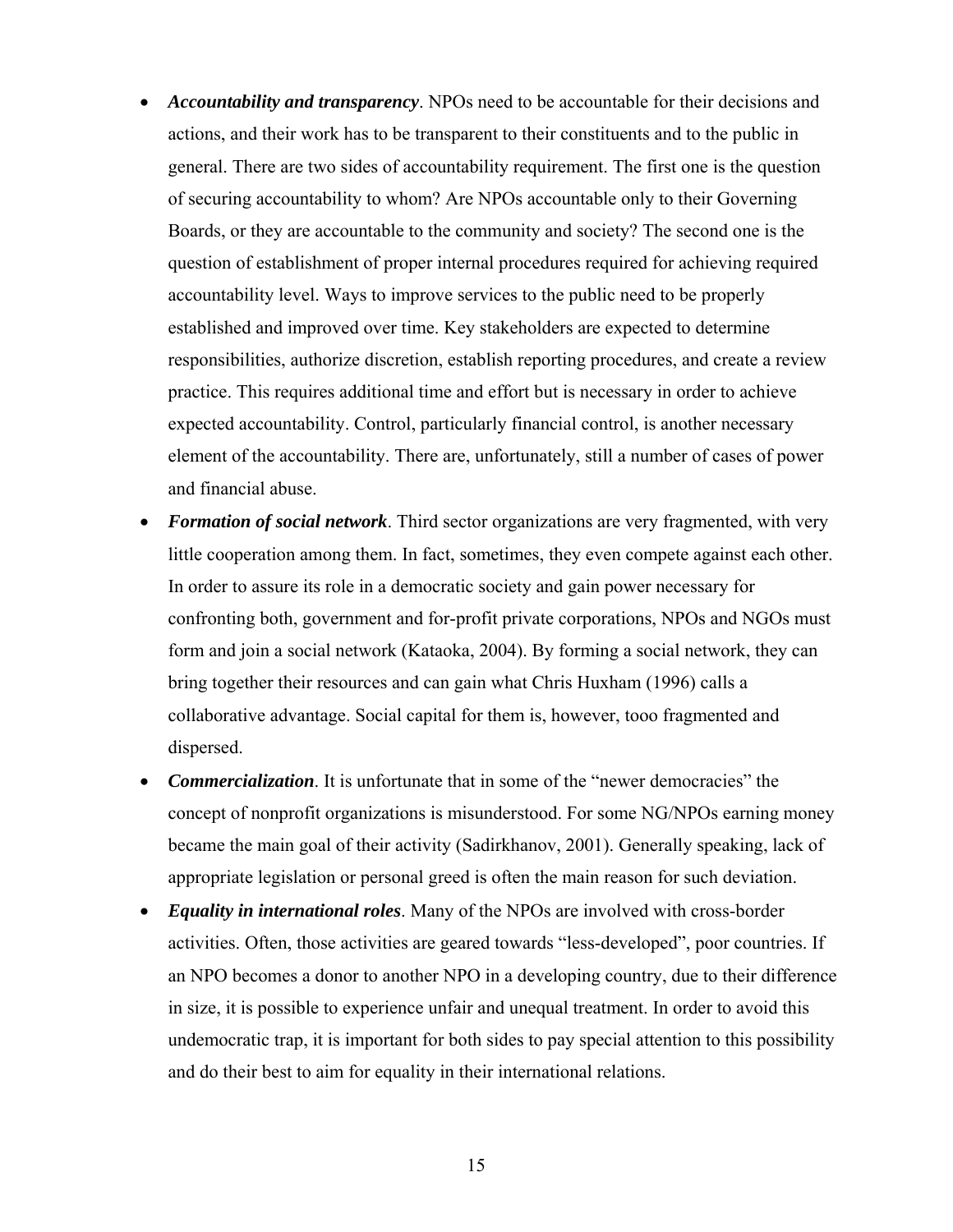- ***Accountability and transparency***. NPOs need to be accountable for their decisions and actions, and their work has to be transparent to their constituents and to the public in general. There are two sides of accountability requirement. The first one is the question of securing accountability to whom? Are NPOs accountable only to their Governing Boards, or they are accountable to the community and society? The second one is the question of establishment of proper internal procedures required for achieving required accountability level. Ways to improve services to the public need to be properly established and improved over time. Key stakeholders are expected to determine responsibilities, authorize discretion, establish reporting procedures, and create a review practice. This requires additional time and effort but is necessary in order to achieve expected accountability. Control, particularly financial control, is another necessary element of the accountability. There are, unfortunately, still a number of cases of power and financial abuse.
- ***Formation of social network***. Third sector organizations are very fragmented, with very little cooperation among them. In fact, sometimes, they even compete against each other. In order to assure its role in a democratic society and gain power necessary for confronting both, government and for-profit private corporations, NPOs and NGOs must form and join a social network (Kataoka, 2004). By forming a social network, they can bring together their resources and can gain what Chris Huxham (1996) calls a collaborative advantage. Social capital for them is, however, tooo fragmented and dispersed.
- ***Commercialization***. It is unfortunate that in some of the "newer democracies" the concept of nonprofit organizations is misunderstood. For some NG/NPOs earning money became the main goal of their activity (Sadirkhanov, 2001). Generally speaking, lack of appropriate legislation or personal greed is often the main reason for such deviation.
- ***Equality in international roles***. Many of the NPOs are involved with cross-border activities. Often, those activities are geared towards "less-developed", poor countries. If an NPO becomes a donor to another NPO in a developing country, due to their difference in size, it is possible to experience unfair and unequal treatment. In order to avoid this undemocratic trap, it is important for both sides to pay special attention to this possibility and do their best to aim for equality in their international relations.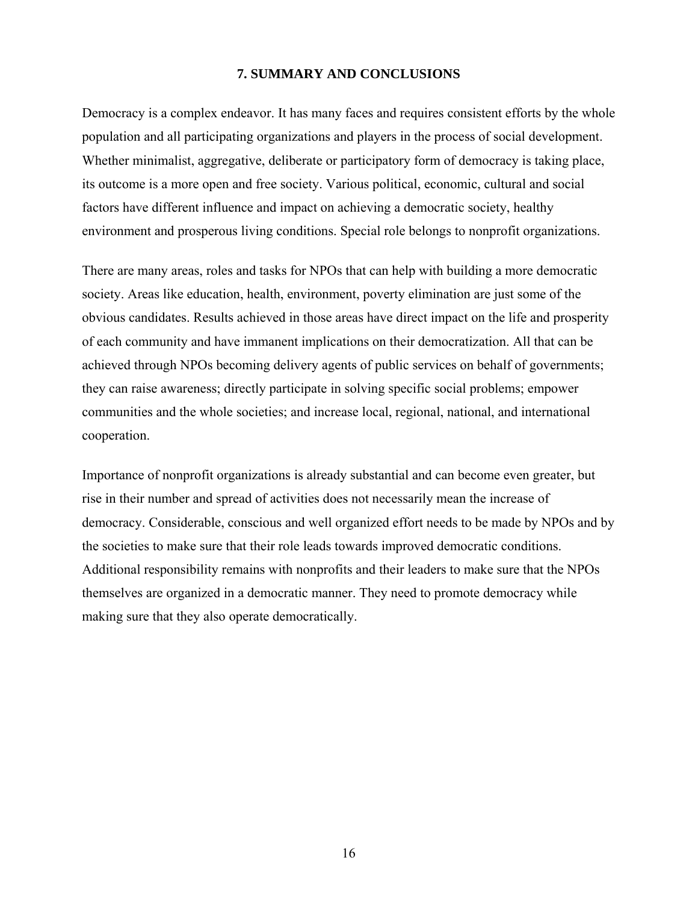## 7. SUMMARY AND CONCLUSIONS

Democracy is a complex endeavor. It has many faces and requires consistent efforts by the whole population and all participating organizations and players in the process of social development. Whether minimalist, aggregative, deliberate or participatory form of democracy is taking place, its outcome is a more open and free society. Various political, economic, cultural and social factors have different influence and impact on achieving a democratic society, healthy environment and prosperous living conditions. Special role belongs to nonprofit organizations.

There are many areas, roles and tasks for NPOs that can help with building a more democratic society. Areas like education, health, environment, poverty elimination are just some of the obvious candidates. Results achieved in those areas have direct impact on the life and prosperity of each community and have immanent implications on their democratization. All that can be achieved through NPOs becoming delivery agents of public services on behalf of governments; they can raise awareness; directly participate in solving specific social problems; empower communities and the whole societies; and increase local, regional, national, and international cooperation.

Importance of nonprofit organizations is already substantial and can become even greater, but rise in their number and spread of activities does not necessarily mean the increase of democracy. Considerable, conscious and well organized effort needs to be made by NPOs and by the societies to make sure that their role leads towards improved democratic conditions. Additional responsibility remains with nonprofits and their leaders to make sure that the NPOs themselves are organized in a democratic manner. They need to promote democracy while making sure that they also operate democratically.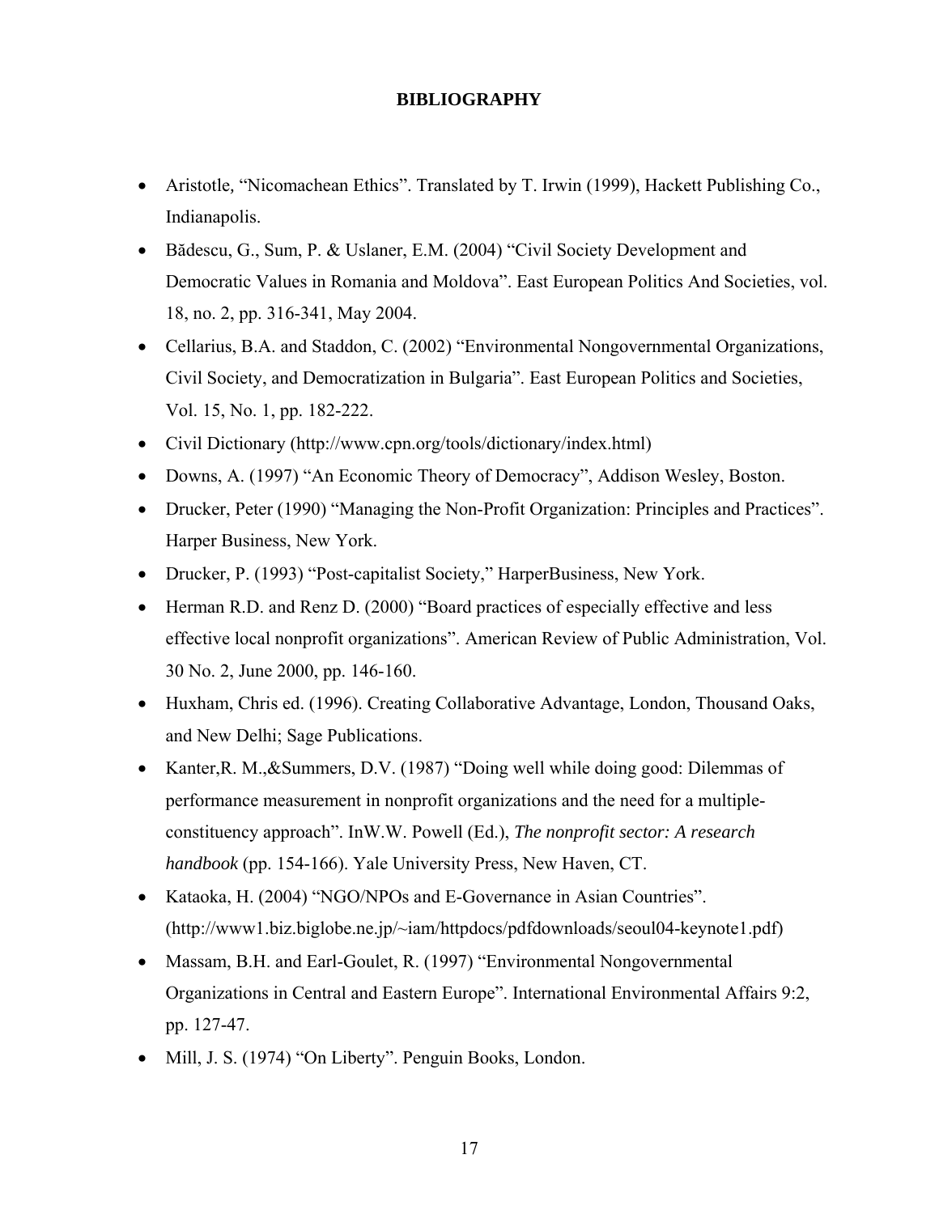# BIBLIOGRAPHY

- Aristotle, "Nicomachean Ethics". Translated by T. Irwin (1999), Hackett Publishing Co., Indianapolis.
- Bădescu, G., Sum, P. & Uslaner, E.M. (2004) "Civil Society Development and Democratic Values in Romania and Moldova". East European Politics And Societies, vol. 18, no. 2, pp. 316-341, May 2004.
- Cellarius, B.A. and Staddon, C. (2002) "Environmental Nongovernmental Organizations, Civil Society, and Democratization in Bulgaria". East European Politics and Societies, Vol. 15, No. 1, pp. 182-222.
- Civil Dictionary (http://www.cpn.org/tools/dictionary/index.html)
- Downs, A. (1997) "An Economic Theory of Democracy", Addison Wesley, Boston.
- Drucker, Peter (1990) "Managing the Non-Profit Organization: Principles and Practices". Harper Business, New York.
- Drucker, P. (1993) "Post-capitalist Society," HarperBusiness, New York.
- Herman R.D. and Renz D. (2000) "Board practices of especially effective and less effective local nonprofit organizations". American Review of Public Administration, Vol. 30 No. 2, June 2000, pp. 146-160.
- Huxham, Chris ed. (1996). Creating Collaborative Advantage, London, Thousand Oaks, and New Delhi; Sage Publications.
- Kanter,R. M.,&Summers, D.V. (1987) "Doing well while doing good: Dilemmas of performance measurement in nonprofit organizations and the need for a multiple-constituency approach". InW.W. Powell (Ed.), *The nonprofit sector: A research handbook* (pp. 154-166). Yale University Press, New Haven, CT.
- Kataoka, H. (2004) "NGO/NPOs and E-Governance in Asian Countries". (http://www1.biz.biglobe.ne.jp/~iam/httpdocs/pdfdownloads/seoul04-keynote1.pdf)
- Massam, B.H. and Earl-Goulet, R. (1997) "Environmental Nongovernmental Organizations in Central and Eastern Europe". International Environmental Affairs 9:2, pp. 127-47.
- Mill, J. S. (1974) "On Liberty". Penguin Books, London.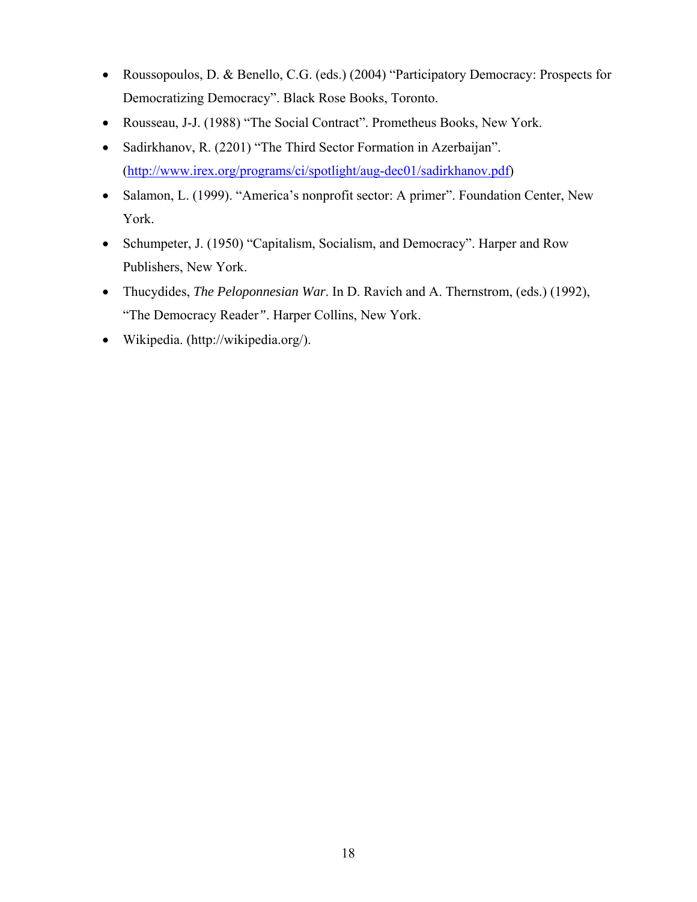- Roussopoulos, D. & Benello, C.G. (eds.) (2004) "Participatory Democracy: Prospects for Democratizing Democracy". Black Rose Books, Toronto.
- Rousseau, J-J. (1988) "The Social Contract". Prometheus Books, New York.
- Sadirkhanov, R. (2201) "The Third Sector Formation in Azerbaijan". (http://www.irex.org/programs/ci/spotlight/aug-dec01/sadirkhanov.pdf)
- Salamon, L. (1999). "America's nonprofit sector: A primer". Foundation Center, New York.
- Schumpeter, J. (1950) "Capitalism, Socialism, and Democracy". Harper and Row Publishers, New York.
- Thucydides, *The Peloponnesian War*. In D. Ravich and A. Thernstrom, (eds.) (1992), "The Democracy Reader". Harper Collins, New York.
- Wikipedia. (http://wikipedia.org/).